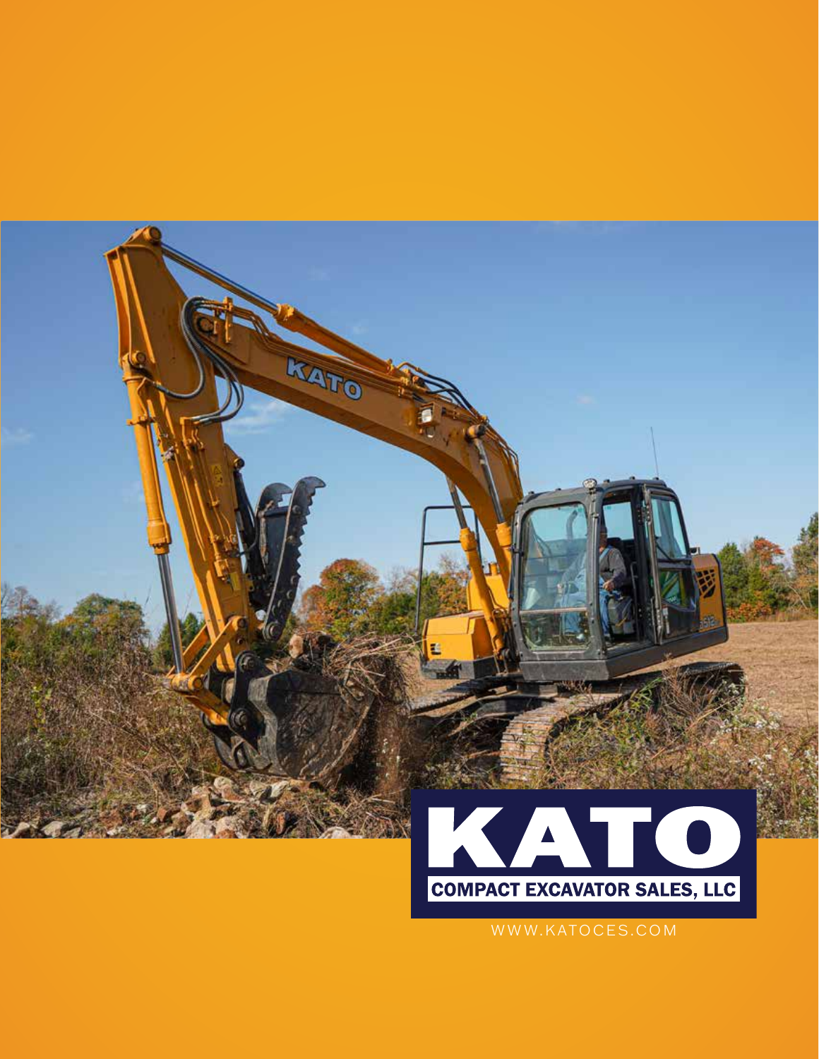# KATO

## COMPACT EXCAVATOR SALES, LLC

WWW.KATOCES.COM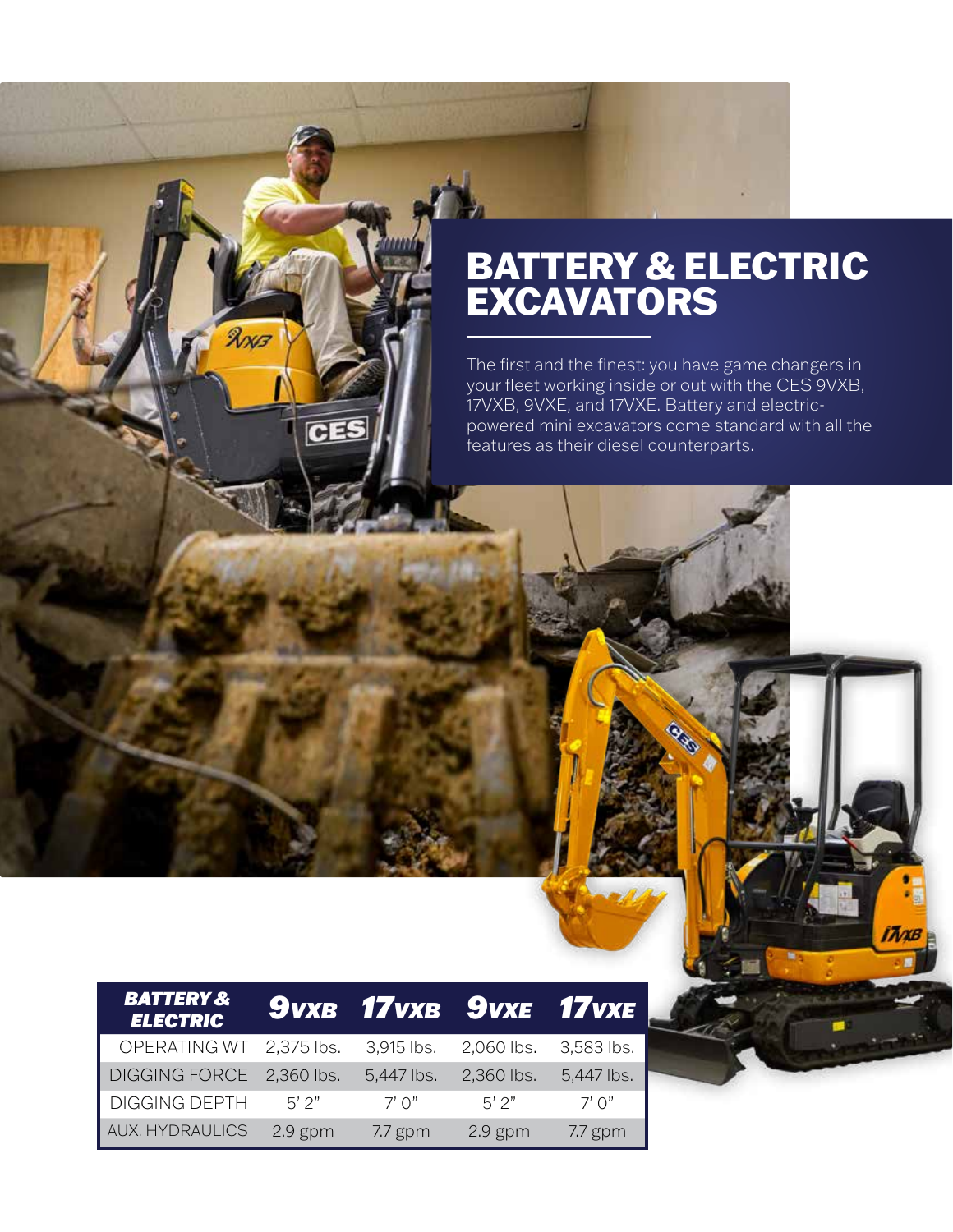# BATTERY & ELECTRIC EXCAVATORS

The first and the finest: you have game changers in your fleet working inside or out with the CES 9VXB, 17VXB, 9VXE, and 17VXE. Battery and electric-powered mini excavators come standard with all the features as their diesel counterparts.

| BATTERY & ELECTRIC | 9VXB | 17VXB | 9VXE | 17VXE |
|---|---|---|---|---|
| OPERATING WT | 2,375 lbs. | 3,915 lbs. | 2,060 lbs. | 3,583 lbs. |
| DIGGING FORCE | 2,360 lbs. | 5,447 lbs. | 2,360 lbs. | 5,447 lbs. |
| DIGGING DEPTH | 5' 2" | 7' 0" | 5' 2" | 7' 0" |
| AUX. HYDRAULICS | 2.9 gpm | 7.7 gpm | 2.9 gpm | 7.7 gpm |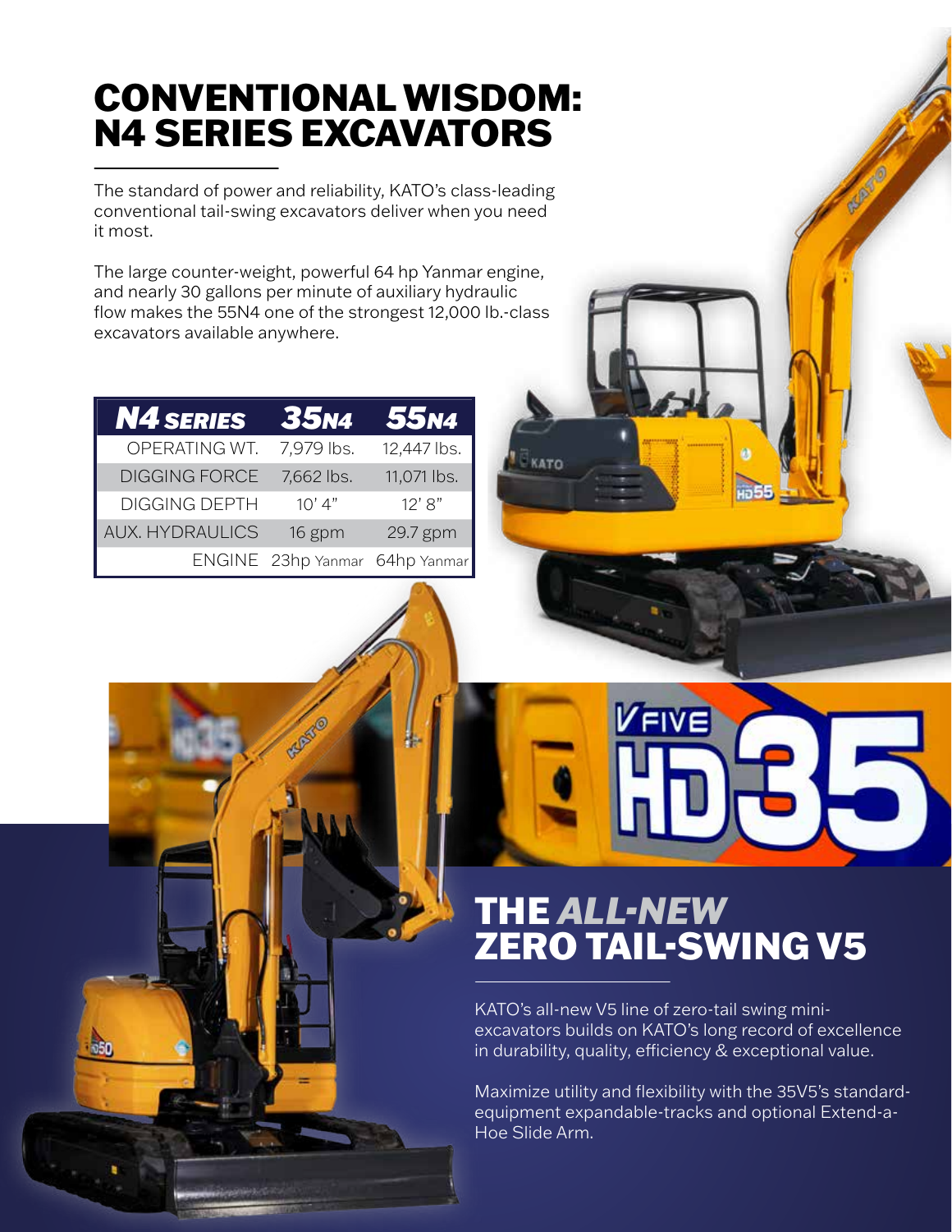# CONVENTIONAL WISDOM: N4 SERIES EXCAVATORS

The standard of power and reliability, KATO's class-leading conventional tail-swing excavators deliver when you need it most.

The large counter-weight, powerful 64 hp Yanmar engine, and nearly 30 gallons per minute of auxiliary hydraulic flow makes the 55N4 one of the strongest 12,000 lb.-class excavators available anywhere.

| ***N4 SERIES*** | ***35N4*** | ***55N4*** |
|---|---|---|
| OPERATING WT. | 7,979 lbs. | 12,447 lbs. |
| DIGGING FORCE | 7,662 lbs. | 11,071 lbs. |
| DIGGING DEPTH | 10' 4" | 12' 8" |
| AUX. HYDRAULICS | 16 gpm | 29.7 gpm |
| ENGINE | 23hp Yanmar | 64hp Yanmar |

# THE *ALL-NEW* ZERO TAIL-SWING V5

KATO's all-new V5 line of zero-tail swing mini-excavators builds on KATO's long record of excellence in durability, quality, efficiency & exceptional value.

Maximize utility and flexibility with the 35V5's standard-equipment expandable-tracks and optional Extend-a-Hoe Slide Arm.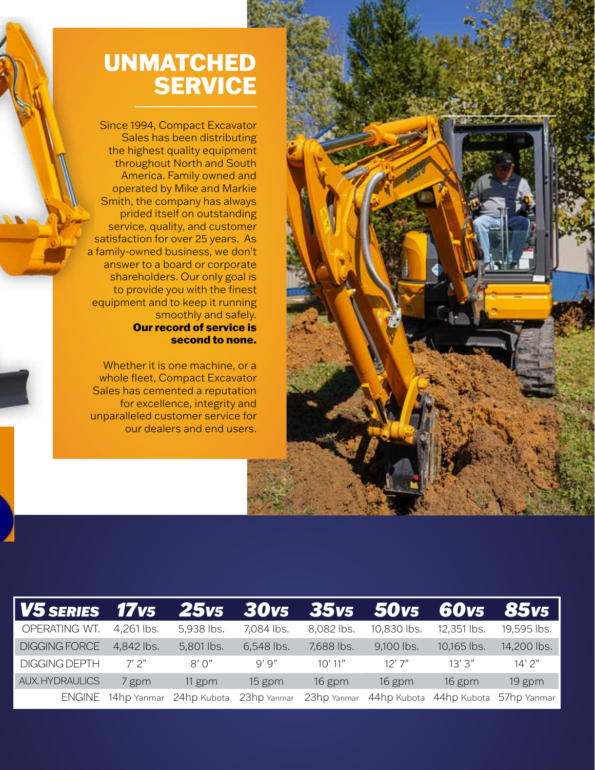# UNMATCHED SERVICE

Since 1994, Compact Excavator Sales has been distributing the highest quality equipment throughout North and South America. Family owned and operated by Mike and Markie Smith, the company has always prided itself on outstanding service, quality, and customer satisfaction for over 25 years. As a family-owned business, we don't answer to a board or corporate shareholders. Our only goal is to provide you with the finest equipment and to keep it running smoothly and safely. **Our record of service is second to none.**

Whether it is one machine, or a whole fleet, Compact Excavator Sales has cemented a reputation for excellence, integrity and unparalleled customer service for our dealers and end users.

| V5 SERIES | 17V5 | 25V5 | 30V5 | 35V5 | 50V5 | 60V5 | 85V5 |
|---|---|---|---|---|---|---|---|
| OPERATING WT. | 4,261 lbs. | 5,938 lbs. | 7,084 lbs. | 8,082 lbs. | 10,830 lbs. | 12,351 lbs. | 19,595 lbs. |
| DIGGING FORCE | 4,842 lbs. | 5,801 lbs. | 6,548 lbs. | 7,688 lbs. | 9,100 lbs. | 10,165 lbs. | 14,200 lbs. |
| DIGGING DEPTH | 7' 2" | 8' 0" | 9' 9" | 10' 11" | 12' 7" | 13' 3" | 14' 2" |
| AUX. HYDRAULICS | 7 gpm | 11 gpm | 15 gpm | 16 gpm | 16 gpm | 16 gpm | 19 gpm |
| ENGINE | 14hp Yanmar | 24hp Kubota | 23hp Yanmar | 23hp Yanmar | 44hp Kubota | 44hp Kubota | 57hp Yanmar |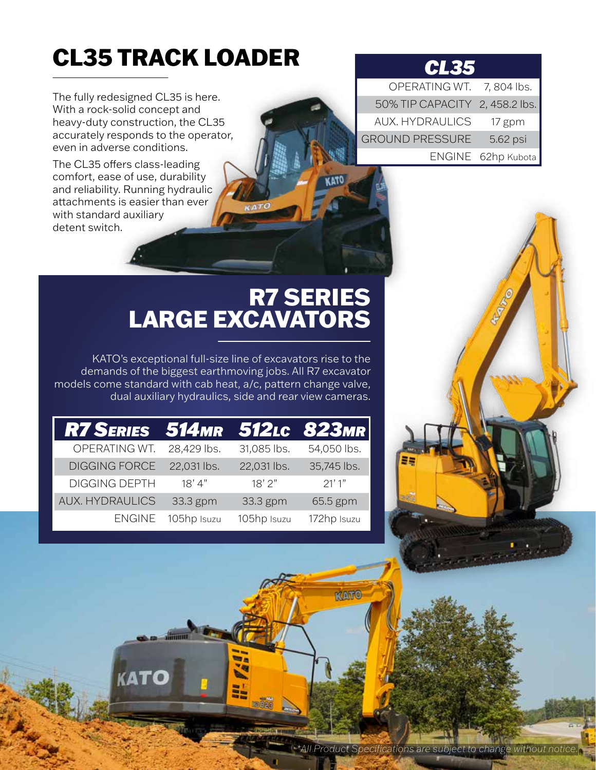# CL35 TRACK LOADER

The fully redesigned CL35 is here. With a rock-solid concept and heavy-duty construction, the CL35 accurately responds to the operator, even in adverse conditions.

The CL35 offers class-leading comfort, ease of use, durability and reliability. Running hydraulic attachments is easier than ever with standard auxiliary detent switch.

| CL35 | |
|---|---|
| OPERATING WT. | 7, 804 lbs. |
| 50% TIP CAPACITY | 2, 458.2 lbs. |
| AUX. HYDRAULICS | 17 gpm |
| GROUND PRESSURE | 5.62 psi |
| ENGINE | 62hp Kubota |

# R7 SERIES LARGE EXCAVATORS

KATO's exceptional full-size line of excavators rise to the demands of the biggest earthmoving jobs. All R7 excavator models come standard with cab heat, a/c, pattern change valve, dual auxiliary hydraulics, side and rear view cameras.

| R7 SERIES | 514MR | 512LC | 823MR |
|---|---|---|---|
| OPERATING WT. | 28,429 lbs. | 31,085 lbs. | 54,050 lbs. |
| DIGGING FORCE | 22,031 lbs. | 22,031 lbs. | 35,745 lbs. |
| DIGGING DEPTH | 18' 4" | 18' 2" | 21' 1" |
| AUX. HYDRAULICS | 33.3 gpm | 33.3 gpm | 65.5 gpm |
| ENGINE | 105hp Isuzu | 105hp Isuzu | 172hp Isuzu |

*All Product Specifications are subject to change without notice.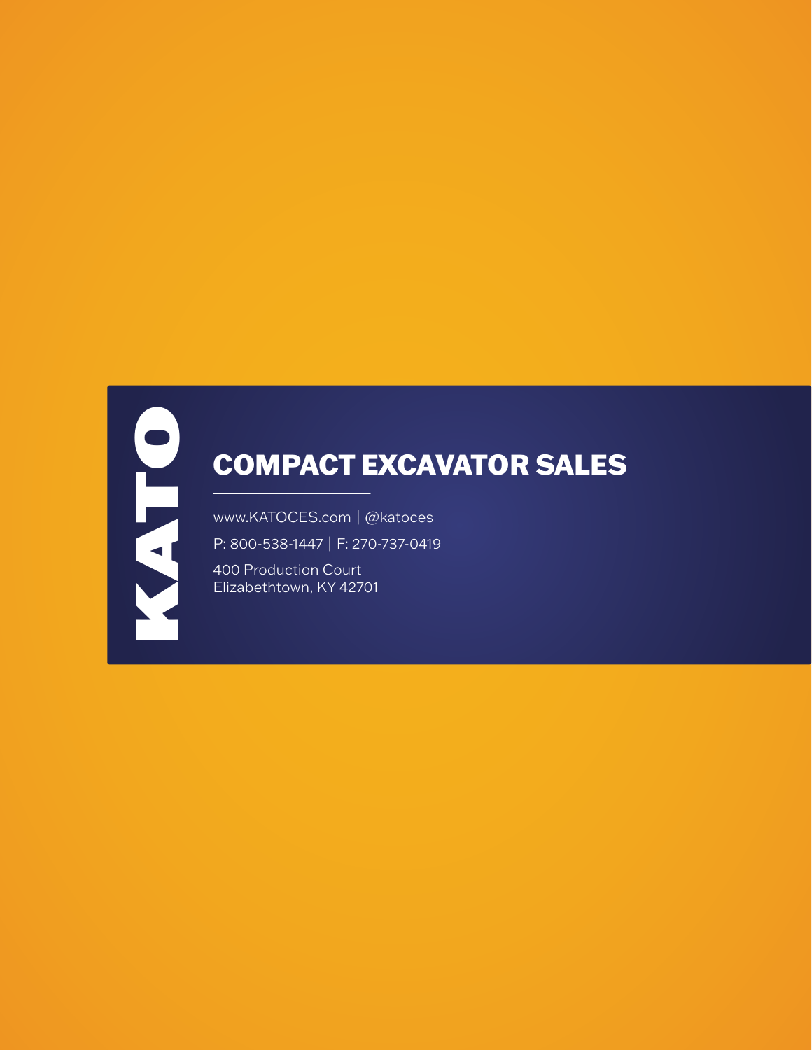KATO

# COMPACT EXCAVATOR SALES

www.KATOCES.com | @katoces

P: 800-538-1447 | F: 270-737-0419

400 Production Court
Elizabethtown, KY 42701